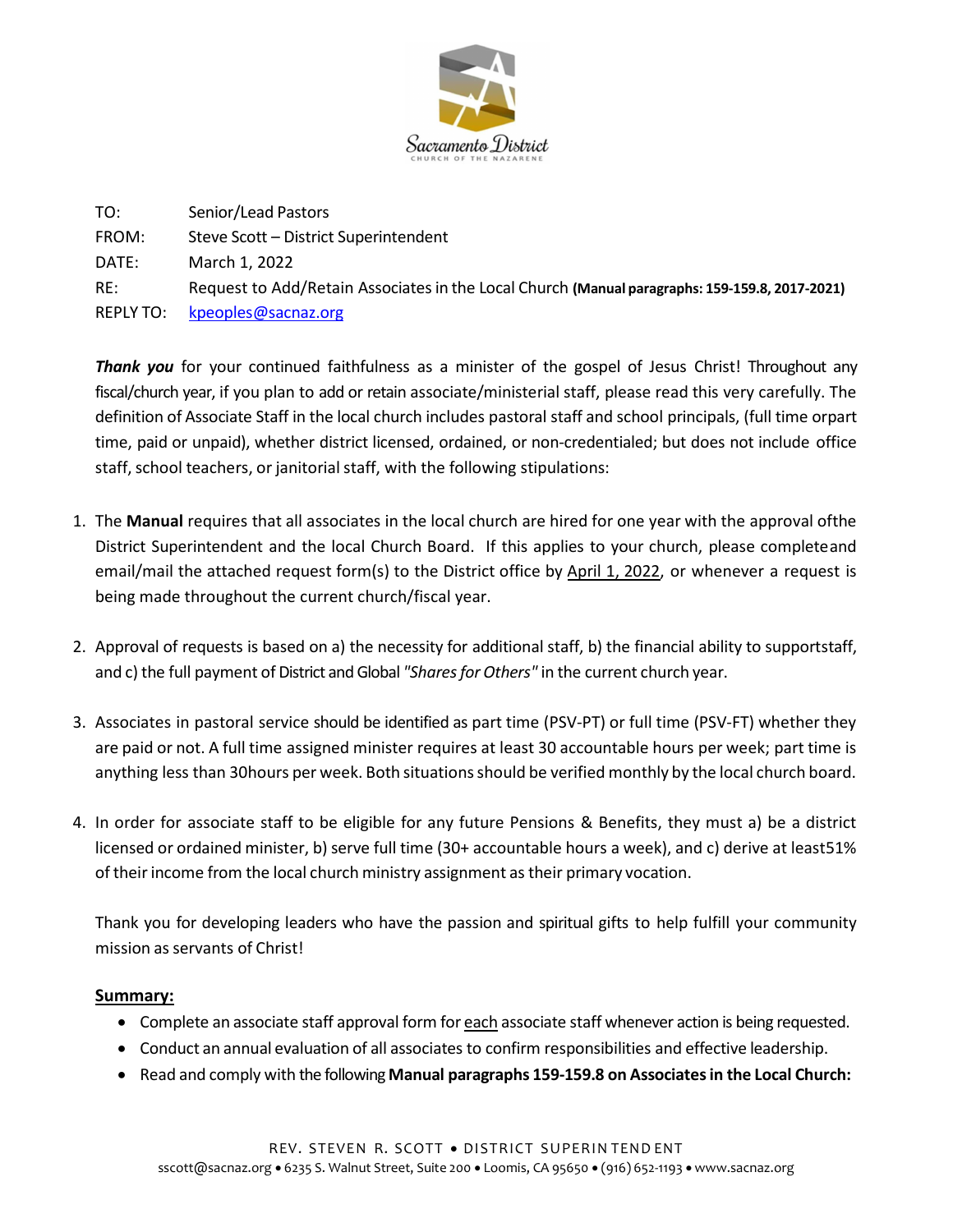Sacramento District
CHURCH OF THE NAZARENE

TO: Senior/Lead Pastors

FROM: Steve Scott – District Superintendent

DATE: March 1, 2022

RE: Request to Add/Retain Associates in the Local Church **(Manual paragraphs: 159-159.8, 2017-2021)**

REPLY TO: kpeoples@sacnaz.org

***Thank you*** for your continued faithfulness as a minister of the gospel of Jesus Christ! Throughout any fiscal/church year, if you plan to add or retain associate/ministerial staff, please read this very carefully. The definition of Associate Staff in the local church includes pastoral staff and school principals, (full time orpart time, paid or unpaid), whether district licensed, ordained, or non-credentialed; but does not include office staff, school teachers, or janitorial staff, with the following stipulations:

1. The **Manual** requires that all associates in the local church are hired for one year with the approval ofthe District Superintendent and the local Church Board. If this applies to your church, please completeand email/mail the attached request form(s) to the District office by <u>April 1, 2022</u>, or whenever a request is being made throughout the current church/fiscal year.

2. Approval of requests is based on a) the necessity for additional staff, b) the financial ability to supportstaff, and c) the full payment of District and Global *"Shares for Others"* in the current church year.

3. Associates in pastoral service should be identified as part time (PSV-PT) or full time (PSV-FT) whether they are paid or not. A full time assigned minister requires at least 30 accountable hours per week; part time is anything less than 30hours per week. Both situations should be verified monthly by the local church board.

4. In order for associate staff to be eligible for any future Pensions & Benefits, they must a) be a district licensed or ordained minister, b) serve full time (30+ accountable hours a week), and c) derive at least51% of their income from the local church ministry assignment as their primary vocation.

Thank you for developing leaders who have the passion and spiritual gifts to help fulfill your community mission as servants of Christ!

**<u>Summary:</u>**

- Complete an associate staff approval form for <u>each</u> associate staff whenever action is being requested.
- Conduct an annual evaluation of all associates to confirm responsibilities and effective leadership.
- Read and comply with the following **Manual paragraphs 159-159.8 on Associates in the Local Church:**

REV. STEVEN R. SCOTT • DISTRICT SUPERINTENDENT
sscott@sacnaz.org • 6235 S. Walnut Street, Suite 200 • Loomis, CA 95650 • (916) 652-1193 • www.sacnaz.org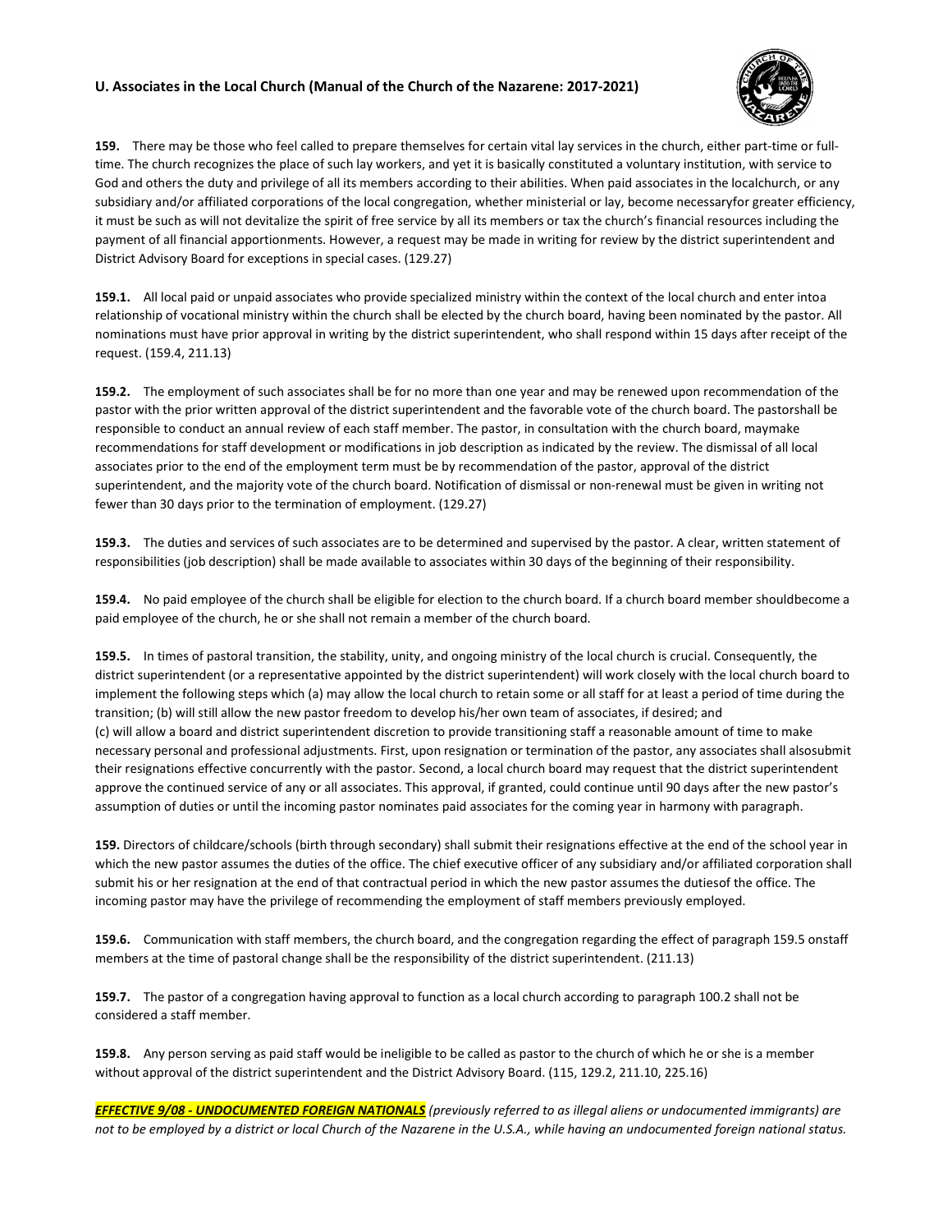## U. Associates in the Local Church (Manual of the Church of the Nazarene: 2017-2021)

**159.** There may be those who feel called to prepare themselves for certain vital lay services in the church, either part-time or full-time. The church recognizes the place of such lay workers, and yet it is basically constituted a voluntary institution, with service to God and others the duty and privilege of all its members according to their abilities. When paid associates in the localchurch, or any subsidiary and/or affiliated corporations of the local congregation, whether ministerial or lay, become necessaryfor greater efficiency, it must be such as will not devitalize the spirit of free service by all its members or tax the church's financial resources including the payment of all financial apportionments. However, a request may be made in writing for review by the district superintendent and District Advisory Board for exceptions in special cases. (129.27)

**159.1.** All local paid or unpaid associates who provide specialized ministry within the context of the local church and enter intoa relationship of vocational ministry within the church shall be elected by the church board, having been nominated by the pastor. All nominations must have prior approval in writing by the district superintendent, who shall respond within 15 days after receipt of the request. (159.4, 211.13)

**159.2.** The employment of such associates shall be for no more than one year and may be renewed upon recommendation of the pastor with the prior written approval of the district superintendent and the favorable vote of the church board. The pastorshall be responsible to conduct an annual review of each staff member. The pastor, in consultation with the church board, maymake recommendations for staff development or modifications in job description as indicated by the review. The dismissal of all local associates prior to the end of the employment term must be by recommendation of the pastor, approval of the district superintendent, and the majority vote of the church board. Notification of dismissal or non-renewal must be given in writing not fewer than 30 days prior to the termination of employment. (129.27)

**159.3.** The duties and services of such associates are to be determined and supervised by the pastor. A clear, written statement of responsibilities (job description) shall be made available to associates within 30 days of the beginning of their responsibility.

**159.4.** No paid employee of the church shall be eligible for election to the church board. If a church board member shouldbecome a paid employee of the church, he or she shall not remain a member of the church board.

**159.5.** In times of pastoral transition, the stability, unity, and ongoing ministry of the local church is crucial. Consequently, the district superintendent (or a representative appointed by the district superintendent) will work closely with the local church board to implement the following steps which (a) may allow the local church to retain some or all staff for at least a period of time during the transition; (b) will still allow the new pastor freedom to develop his/her own team of associates, if desired; and (c) will allow a board and district superintendent discretion to provide transitioning staff a reasonable amount of time to make necessary personal and professional adjustments. First, upon resignation or termination of the pastor, any associates shall alsosubmit their resignations effective concurrently with the pastor. Second, a local church board may request that the district superintendent approve the continued service of any or all associates. This approval, if granted, could continue until 90 days after the new pastor's assumption of duties or until the incoming pastor nominates paid associates for the coming year in harmony with paragraph.

**159.** Directors of childcare/schools (birth through secondary) shall submit their resignations effective at the end of the school year in which the new pastor assumes the duties of the office. The chief executive officer of any subsidiary and/or affiliated corporation shall submit his or her resignation at the end of that contractual period in which the new pastor assumes the dutiesof the office. The incoming pastor may have the privilege of recommending the employment of staff members previously employed.

**159.6.** Communication with staff members, the church board, and the congregation regarding the effect of paragraph 159.5 onstaff members at the time of pastoral change shall be the responsibility of the district superintendent. (211.13)

**159.7.** The pastor of a congregation having approval to function as a local church according to paragraph 100.2 shall not be considered a staff member.

**159.8.** Any person serving as paid staff would be ineligible to be called as pastor to the church of which he or she is a member without approval of the district superintendent and the District Advisory Board. (115, 129.2, 211.10, 225.16)

***EFFECTIVE 9/08 - UNDOCUMENTED FOREIGN NATIONALS*** *(previously referred to as illegal aliens or undocumented immigrants) are not to be employed by a district or local Church of the Nazarene in the U.S.A., while having an undocumented foreign national status.*